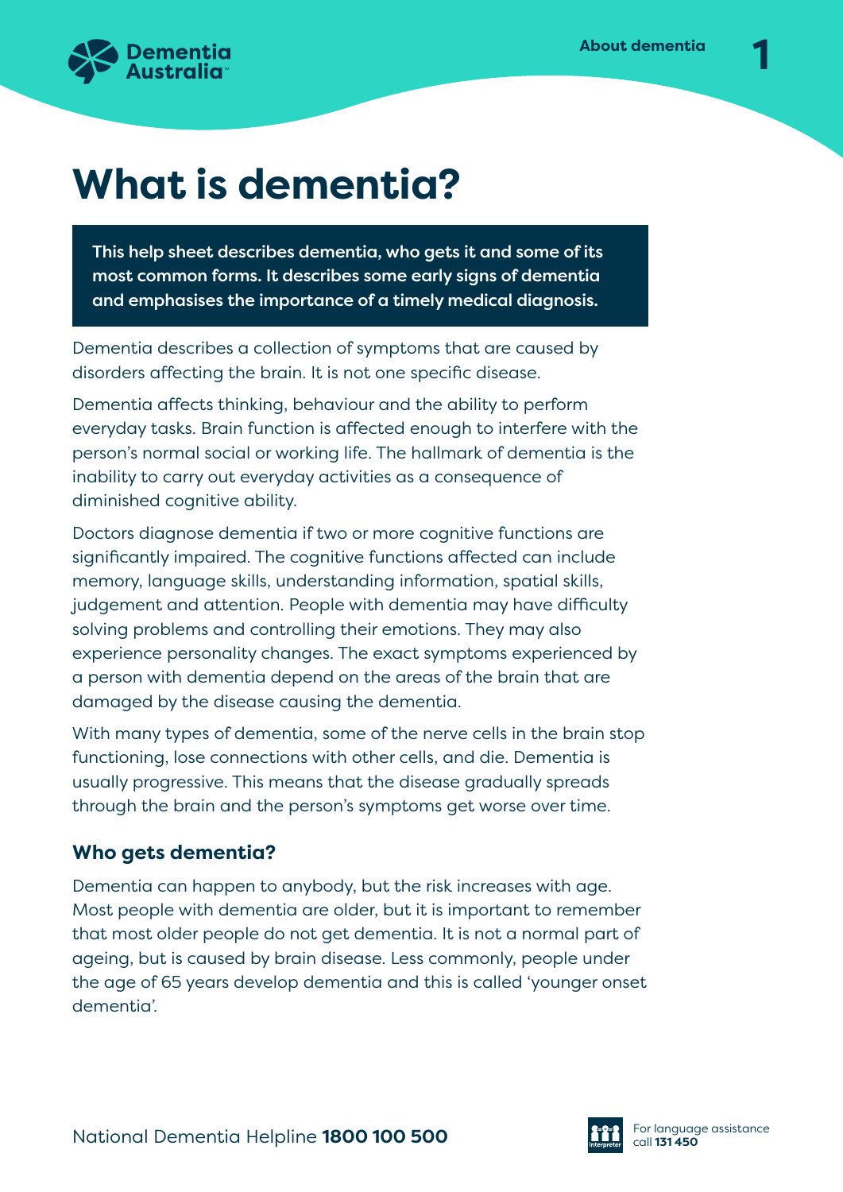# What is dementia?

**This help sheet describes dementia, who gets it and some of its most common forms. It describes some early signs of dementia and emphasises the importance of a timely medical diagnosis.**

Dementia describes a collection of symptoms that are caused by disorders affecting the brain. It is not one specific disease.

Dementia affects thinking, behaviour and the ability to perform everyday tasks. Brain function is affected enough to interfere with the person's normal social or working life. The hallmark of dementia is the inability to carry out everyday activities as a consequence of diminished cognitive ability.

Doctors diagnose dementia if two or more cognitive functions are significantly impaired. The cognitive functions affected can include memory, language skills, understanding information, spatial skills, judgement and attention. People with dementia may have difficulty solving problems and controlling their emotions. They may also experience personality changes. The exact symptoms experienced by a person with dementia depend on the areas of the brain that are damaged by the disease causing the dementia.

With many types of dementia, some of the nerve cells in the brain stop functioning, lose connections with other cells, and die. Dementia is usually progressive. This means that the disease gradually spreads through the brain and the person's symptoms get worse over time.

## Who gets dementia?

Dementia can happen to anybody, but the risk increases with age. Most people with dementia are older, but it is important to remember that most older people do not get dementia. It is not a normal part of ageing, but is caused by brain disease. Less commonly, people under the age of 65 years develop dementia and this is called 'younger onset dementia'.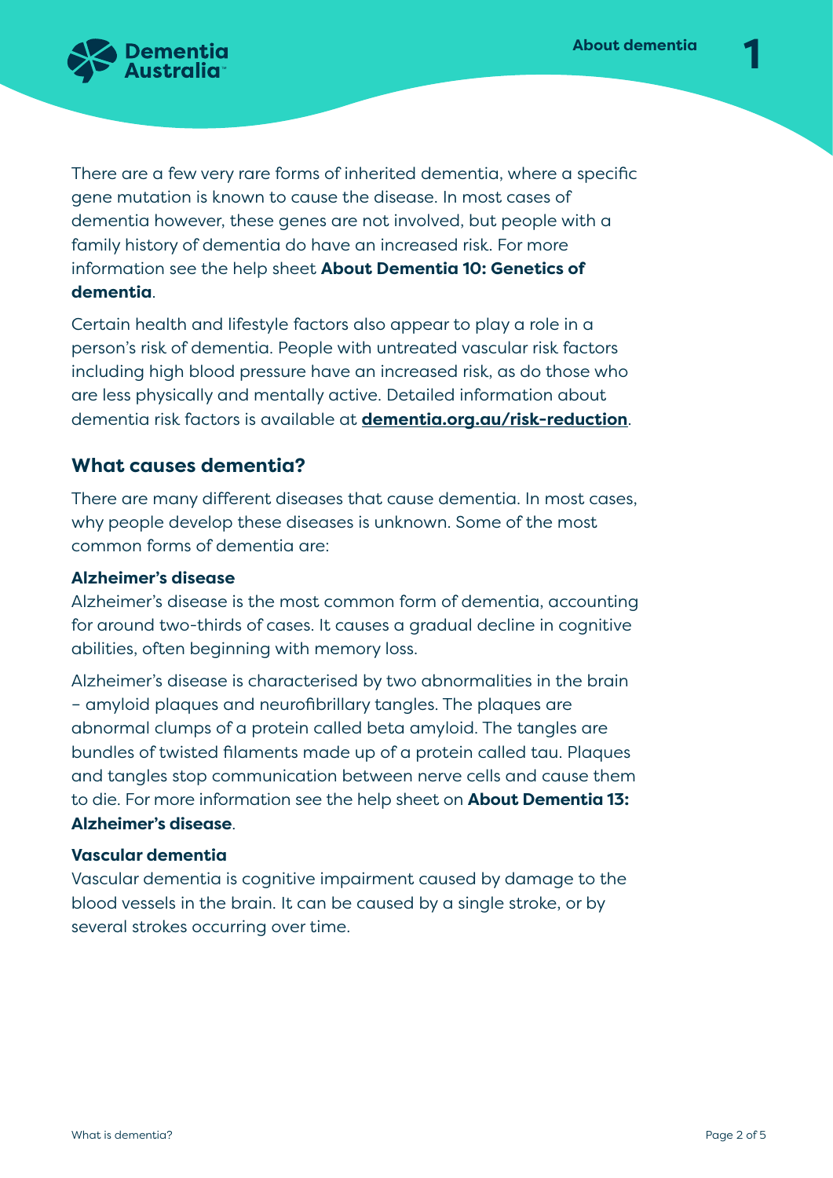There are a few very rare forms of inherited dementia, where a specific gene mutation is known to cause the disease. In most cases of dementia however, these genes are not involved, but people with a family history of dementia do have an increased risk. For more information see the help sheet **About Dementia 10: Genetics of dementia**.

Certain health and lifestyle factors also appear to play a role in a person's risk of dementia. People with untreated vascular risk factors including high blood pressure have an increased risk, as do those who are less physically and mentally active. Detailed information about dementia risk factors is available at **dementia.org.au/risk-reduction**.

## What causes dementia?

There are many different diseases that cause dementia. In most cases, why people develop these diseases is unknown. Some of the most common forms of dementia are:

### Alzheimer's disease

Alzheimer's disease is the most common form of dementia, accounting for around two-thirds of cases. It causes a gradual decline in cognitive abilities, often beginning with memory loss.

Alzheimer's disease is characterised by two abnormalities in the brain – amyloid plaques and neurofibrillary tangles. The plaques are abnormal clumps of a protein called beta amyloid. The tangles are bundles of twisted filaments made up of a protein called tau. Plaques and tangles stop communication between nerve cells and cause them to die. For more information see the help sheet on **About Dementia 13: Alzheimer's disease**.

### Vascular dementia

Vascular dementia is cognitive impairment caused by damage to the blood vessels in the brain. It can be caused by a single stroke, or by several strokes occurring over time.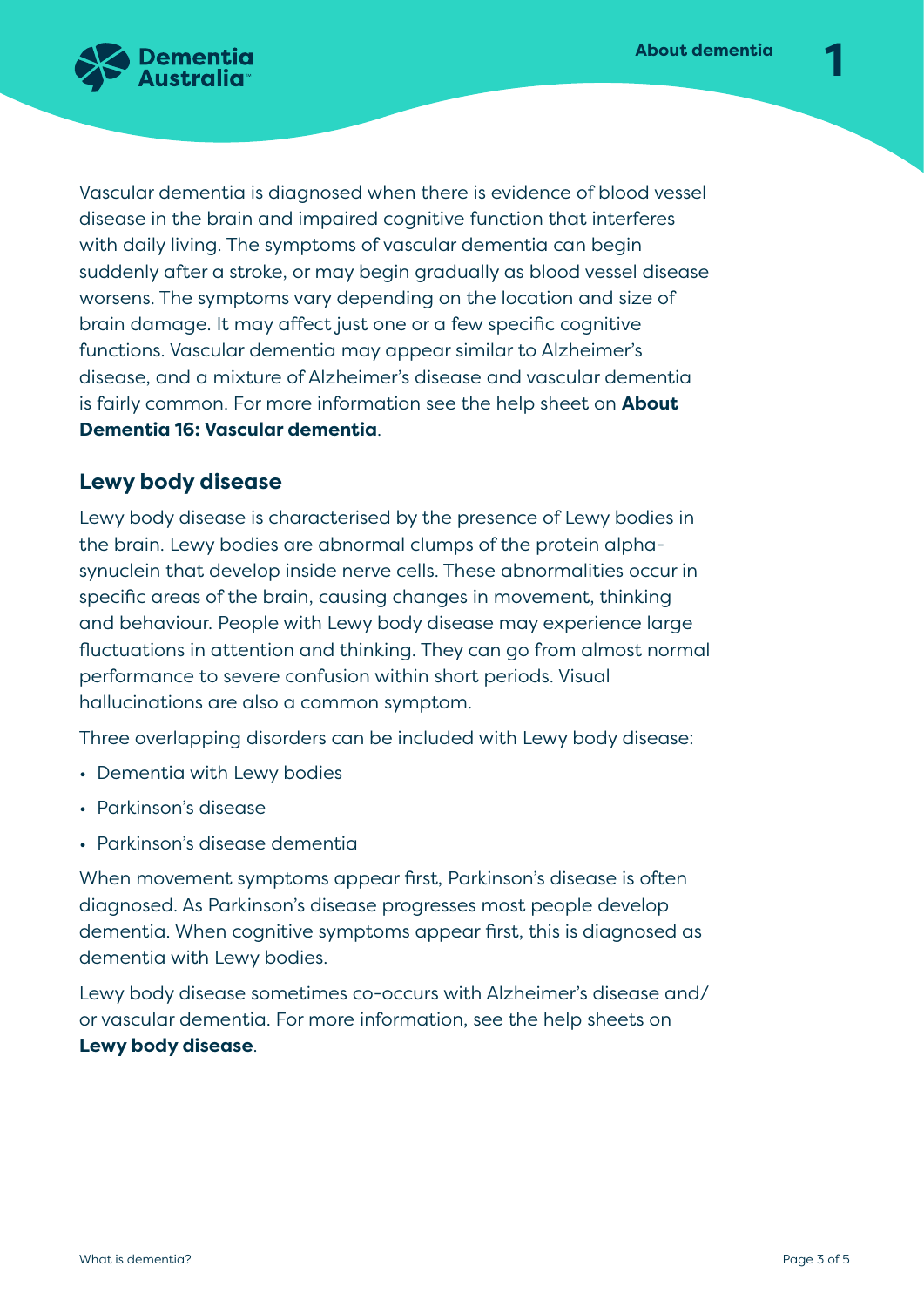Vascular dementia is diagnosed when there is evidence of blood vessel disease in the brain and impaired cognitive function that interferes with daily living. The symptoms of vascular dementia can begin suddenly after a stroke, or may begin gradually as blood vessel disease worsens. The symptoms vary depending on the location and size of brain damage. It may affect just one or a few specific cognitive functions. Vascular dementia may appear similar to Alzheimer's disease, and a mixture of Alzheimer's disease and vascular dementia is fairly common. For more information see the help sheet on **About Dementia 16: Vascular dementia**.

## Lewy body disease

Lewy body disease is characterised by the presence of Lewy bodies in the brain. Lewy bodies are abnormal clumps of the protein alpha-synuclein that develop inside nerve cells. These abnormalities occur in specific areas of the brain, causing changes in movement, thinking and behaviour. People with Lewy body disease may experience large fluctuations in attention and thinking. They can go from almost normal performance to severe confusion within short periods. Visual hallucinations are also a common symptom.

Three overlapping disorders can be included with Lewy body disease:

- Dementia with Lewy bodies
- Parkinson's disease
- Parkinson's disease dementia

When movement symptoms appear first, Parkinson's disease is often diagnosed. As Parkinson's disease progresses most people develop dementia. When cognitive symptoms appear first, this is diagnosed as dementia with Lewy bodies.

Lewy body disease sometimes co-occurs with Alzheimer's disease and/or vascular dementia. For more information, see the help sheets on **Lewy body disease**.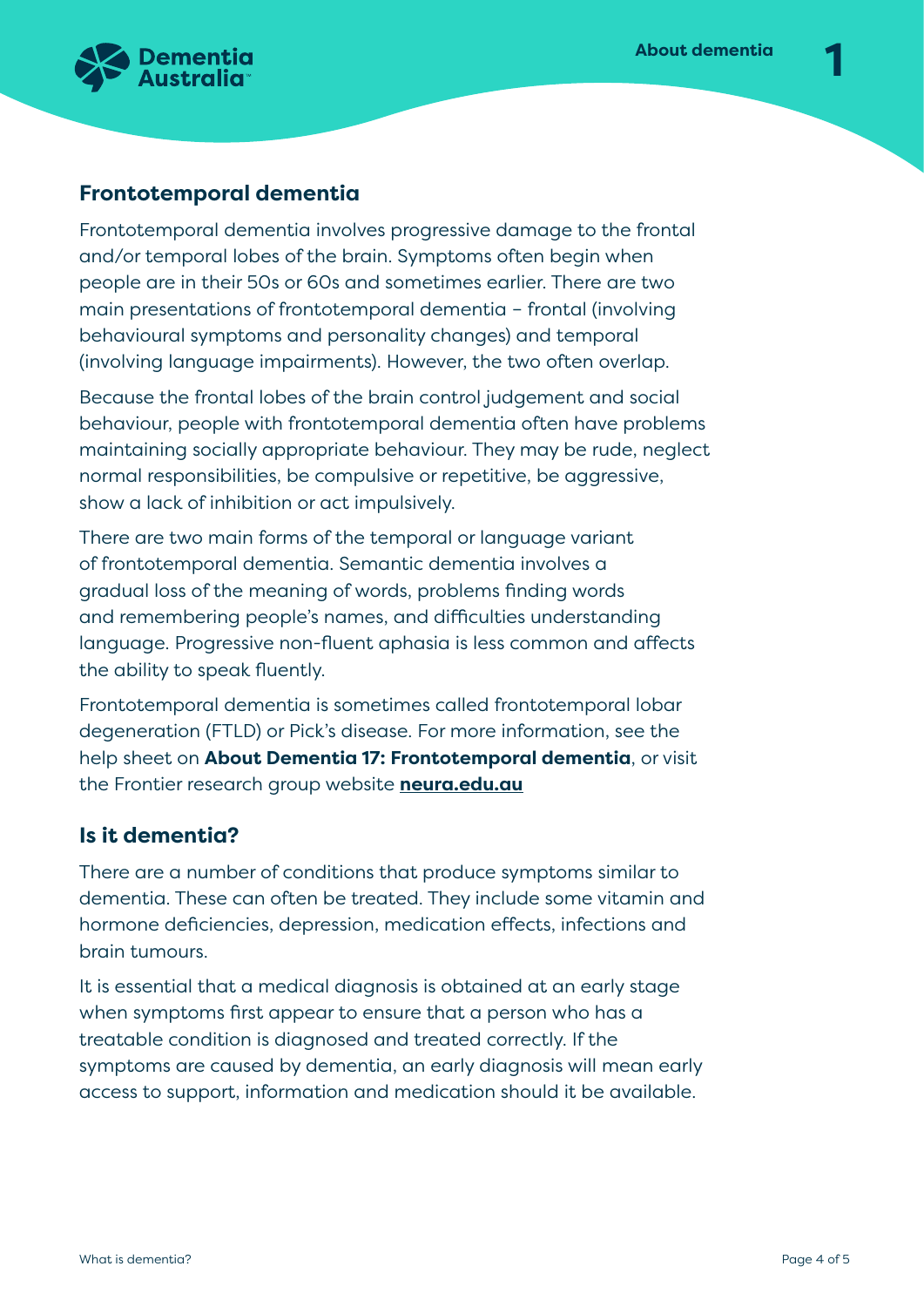## Frontotemporal dementia

Frontotemporal dementia involves progressive damage to the frontal and/or temporal lobes of the brain. Symptoms often begin when people are in their 50s or 60s and sometimes earlier. There are two main presentations of frontotemporal dementia – frontal (involving behavioural symptoms and personality changes) and temporal (involving language impairments). However, the two often overlap.

Because the frontal lobes of the brain control judgement and social behaviour, people with frontotemporal dementia often have problems maintaining socially appropriate behaviour. They may be rude, neglect normal responsibilities, be compulsive or repetitive, be aggressive, show a lack of inhibition or act impulsively.

There are two main forms of the temporal or language variant of frontotemporal dementia. Semantic dementia involves a gradual loss of the meaning of words, problems finding words and remembering people's names, and difficulties understanding language. Progressive non-fluent aphasia is less common and affects the ability to speak fluently.

Frontotemporal dementia is sometimes called frontotemporal lobar degeneration (FTLD) or Pick's disease. For more information, see the help sheet on **About Dementia 17: Frontotemporal dementia**, or visit the Frontier research group website **neura.edu.au**

## Is it dementia?

There are a number of conditions that produce symptoms similar to dementia. These can often be treated. They include some vitamin and hormone deficiencies, depression, medication effects, infections and brain tumours.

It is essential that a medical diagnosis is obtained at an early stage when symptoms first appear to ensure that a person who has a treatable condition is diagnosed and treated correctly. If the symptoms are caused by dementia, an early diagnosis will mean early access to support, information and medication should it be available.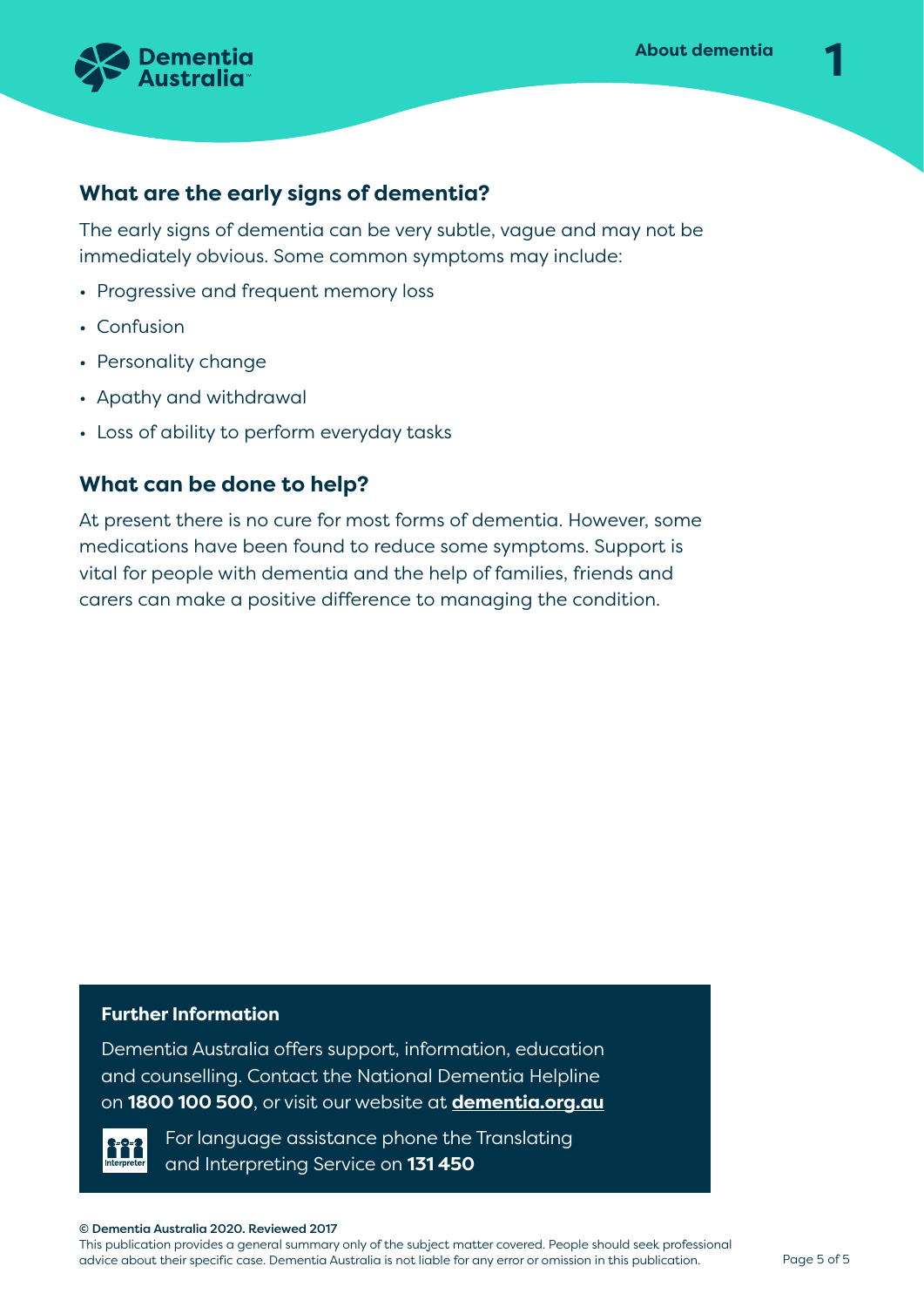## What are the early signs of dementia?

The early signs of dementia can be very subtle, vague and may not be immediately obvious. Some common symptoms may include:

- Progressive and frequent memory loss
- Confusion
- Personality change
- Apathy and withdrawal
- Loss of ability to perform everyday tasks

## What can be done to help?

At present there is no cure for most forms of dementia. However, some medications have been found to reduce some symptoms. Support is vital for people with dementia and the help of families, friends and carers can make a positive difference to managing the condition.

**Further Information**

Dementia Australia offers support, information, education and counselling. Contact the National Dementia Helpline on **1800 100 500**, or visit our website at **dementia.org.au**

For language assistance phone the Translating and Interpreting Service on **131 450**

**© Dementia Australia 2020. Reviewed 2017**

This publication provides a general summary only of the subject matter covered. People should seek professional advice about their specific case. Dementia Australia is not liable for any error or omission in this publication.